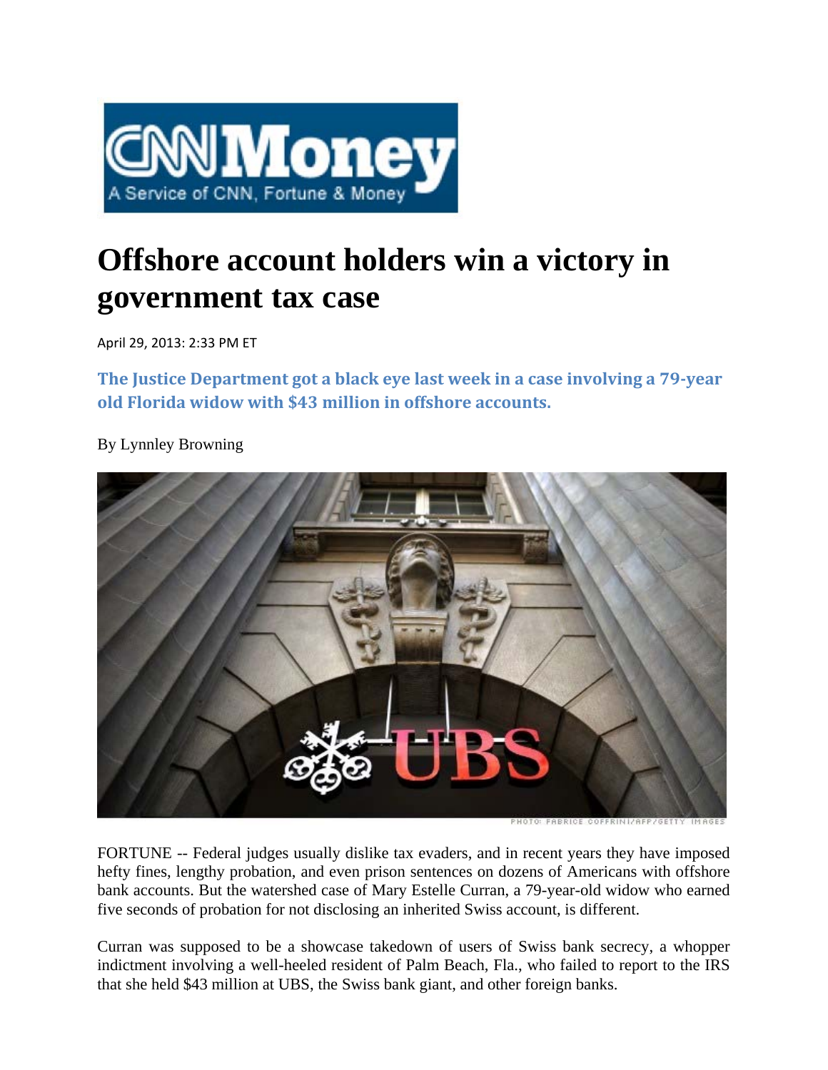# Offshore account holders win a victory in government tax case

April 29, 2013: 2:33 PM ET

**The Justice Department got a black eye last week in a case involving a 79-year old Florida widow with $43 million in offshore accounts.**

By Lynnley Browning

PHOTO: FABRICE COFFRINI/AFP/GETTY IMAGES

FORTUNE -- Federal judges usually dislike tax evaders, and in recent years they have imposed hefty fines, lengthy probation, and even prison sentences on dozens of Americans with offshore bank accounts. But the watershed case of Mary Estelle Curran, a 79-year-old widow who earned five seconds of probation for not disclosing an inherited Swiss account, is different.

Curran was supposed to be a showcase takedown of users of Swiss bank secrecy, a whopper indictment involving a well-heeled resident of Palm Beach, Fla., who failed to report to the IRS that she held $43 million at UBS, the Swiss bank giant, and other foreign banks.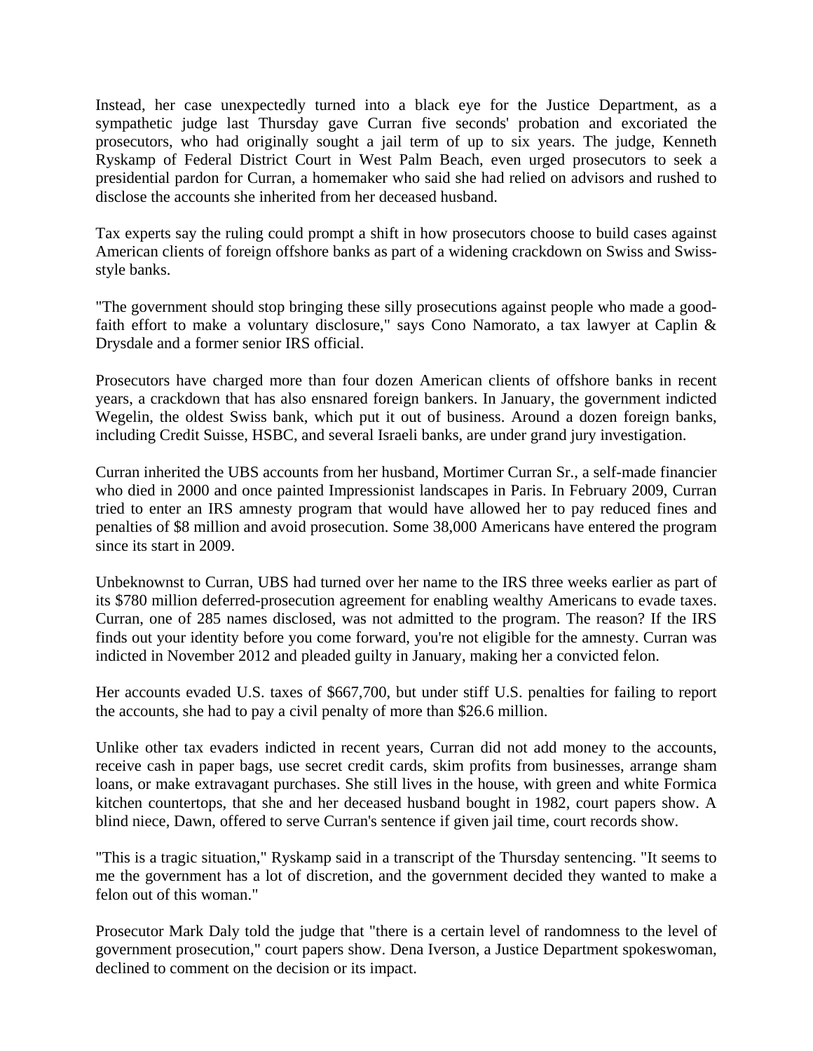Instead, her case unexpectedly turned into a black eye for the Justice Department, as a sympathetic judge last Thursday gave Curran five seconds' probation and excoriated the prosecutors, who had originally sought a jail term of up to six years. The judge, Kenneth Ryskamp of Federal District Court in West Palm Beach, even urged prosecutors to seek a presidential pardon for Curran, a homemaker who said she had relied on advisors and rushed to disclose the accounts she inherited from her deceased husband.

Tax experts say the ruling could prompt a shift in how prosecutors choose to build cases against American clients of foreign offshore banks as part of a widening crackdown on Swiss and Swiss-style banks.

"The government should stop bringing these silly prosecutions against people who made a good-faith effort to make a voluntary disclosure," says Cono Namorato, a tax lawyer at Caplin & Drysdale and a former senior IRS official.

Prosecutors have charged more than four dozen American clients of offshore banks in recent years, a crackdown that has also ensnared foreign bankers. In January, the government indicted Wegelin, the oldest Swiss bank, which put it out of business. Around a dozen foreign banks, including Credit Suisse, HSBC, and several Israeli banks, are under grand jury investigation.

Curran inherited the UBS accounts from her husband, Mortimer Curran Sr., a self-made financier who died in 2000 and once painted Impressionist landscapes in Paris. In February 2009, Curran tried to enter an IRS amnesty program that would have allowed her to pay reduced fines and penalties of $8 million and avoid prosecution. Some 38,000 Americans have entered the program since its start in 2009.

Unbeknownst to Curran, UBS had turned over her name to the IRS three weeks earlier as part of its $780 million deferred-prosecution agreement for enabling wealthy Americans to evade taxes. Curran, one of 285 names disclosed, was not admitted to the program. The reason? If the IRS finds out your identity before you come forward, you're not eligible for the amnesty. Curran was indicted in November 2012 and pleaded guilty in January, making her a convicted felon.

Her accounts evaded U.S. taxes of $667,700, but under stiff U.S. penalties for failing to report the accounts, she had to pay a civil penalty of more than $26.6 million.

Unlike other tax evaders indicted in recent years, Curran did not add money to the accounts, receive cash in paper bags, use secret credit cards, skim profits from businesses, arrange sham loans, or make extravagant purchases. She still lives in the house, with green and white Formica kitchen countertops, that she and her deceased husband bought in 1982, court papers show. A blind niece, Dawn, offered to serve Curran's sentence if given jail time, court records show.

"This is a tragic situation," Ryskamp said in a transcript of the Thursday sentencing. "It seems to me the government has a lot of discretion, and the government decided they wanted to make a felon out of this woman."

Prosecutor Mark Daly told the judge that "there is a certain level of randomness to the level of government prosecution," court papers show. Dena Iverson, a Justice Department spokeswoman, declined to comment on the decision or its impact.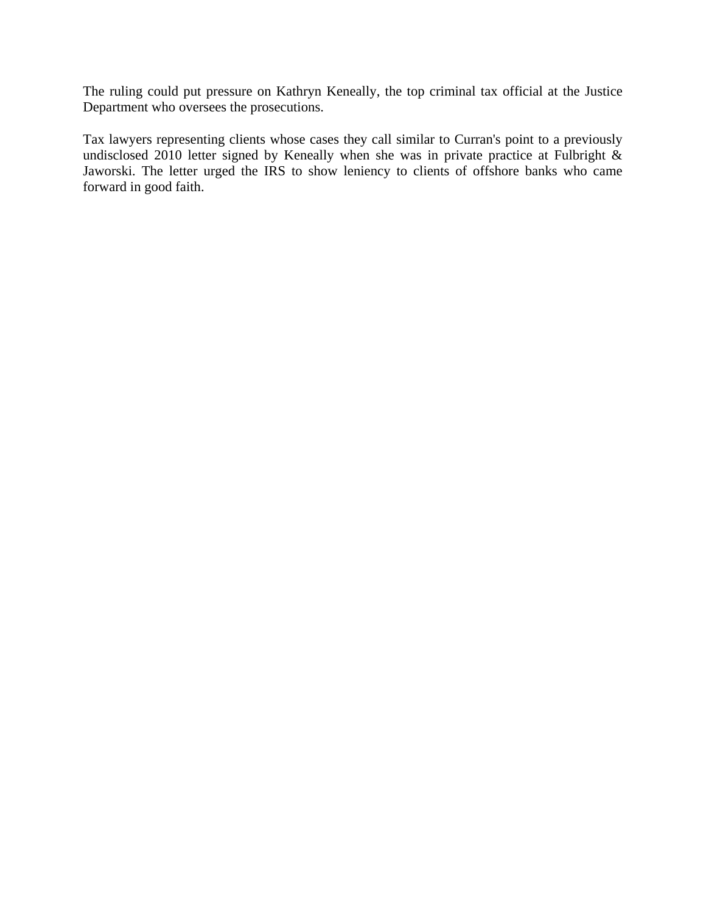The ruling could put pressure on Kathryn Keneally, the top criminal tax official at the Justice Department who oversees the prosecutions.

Tax lawyers representing clients whose cases they call similar to Curran's point to a previously undisclosed 2010 letter signed by Keneally when she was in private practice at Fulbright & Jaworski. The letter urged the IRS to show leniency to clients of offshore banks who came forward in good faith.